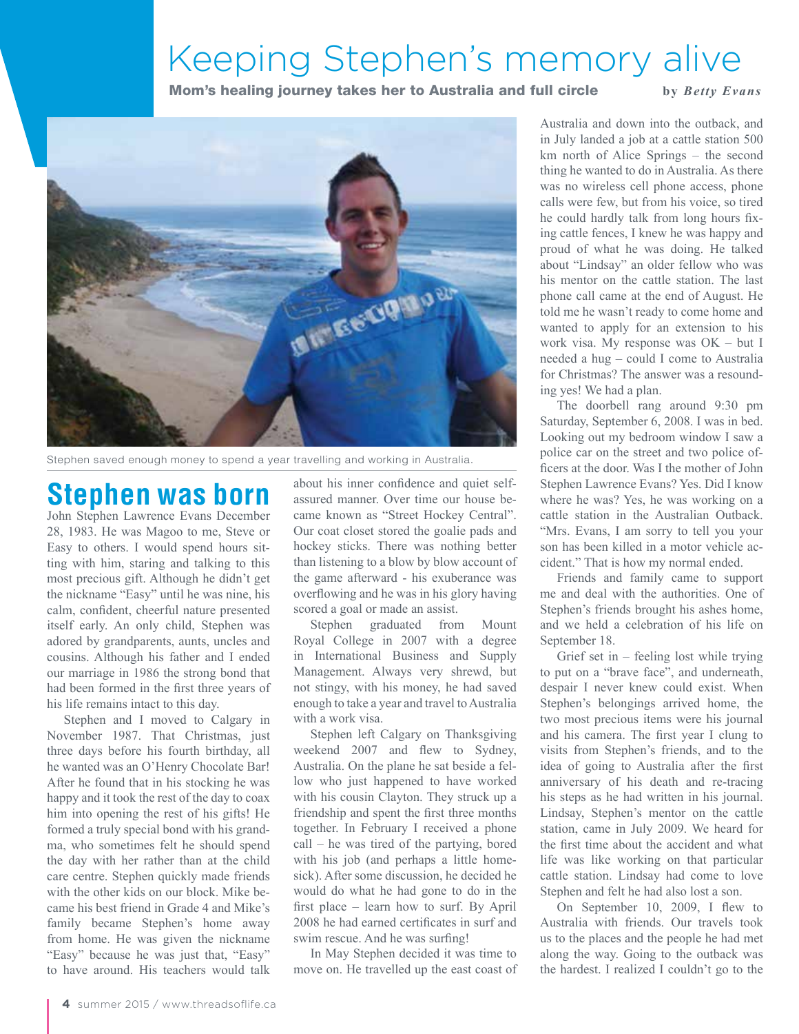# Keeping Stephen's memory alive

**Mom's healing journey takes her to Australia and full circle**

by *Betty Evans*

Stephen saved enough money to spend a year travelling and working in Australia.

## Stephen was born

John Stephen Lawrence Evans December 28, 1983. He was Magoo to me, Steve or Easy to others. I would spend hours sitting with him, staring and talking to this most precious gift. Although he didn't get the nickname "Easy" until he was nine, his calm, confident, cheerful nature presented itself early. An only child, Stephen was adored by grandparents, aunts, uncles and cousins. Although his father and I ended our marriage in 1986 the strong bond that had been formed in the first three years of his life remains intact to this day.

Stephen and I moved to Calgary in November 1987. That Christmas, just three days before his fourth birthday, all he wanted was an O'Henry Chocolate Bar! After he found that in his stocking he was happy and it took the rest of the day to coax him into opening the rest of his gifts! He formed a truly special bond with his grandma, who sometimes felt he should spend the day with her rather than at the child care centre. Stephen quickly made friends with the other kids on our block. Mike became his best friend in Grade 4 and Mike's family became Stephen's home away from home. He was given the nickname "Easy" because he was just that, "Easy" to have around. His teachers would talk about his inner confidence and quiet self-assured manner. Over time our house became known as "Street Hockey Central". Our coat closet stored the goalie pads and hockey sticks. There was nothing better than listening to a blow by blow account of the game afterward - his exuberance was overflowing and he was in his glory having scored a goal or made an assist.

Stephen graduated from Mount Royal College in 2007 with a degree in International Business and Supply Management. Always very shrewd, but not stingy, with his money, he had saved enough to take a year and travel to Australia with a work visa.

Stephen left Calgary on Thanksgiving weekend 2007 and flew to Sydney, Australia. On the plane he sat beside a fellow who just happened to have worked with his cousin Clayton. They struck up a friendship and spent the first three months together. In February I received a phone call – he was tired of the partying, bored with his job (and perhaps a little homesick). After some discussion, he decided he would do what he had gone to do in the first place – learn how to surf. By April 2008 he had earned certificates in surf and swim rescue. And he was surfing!

In May Stephen decided it was time to move on. He travelled up the east coast of Australia and down into the outback, and in July landed a job at a cattle station 500 km north of Alice Springs – the second thing he wanted to do in Australia. As there was no wireless cell phone access, phone calls were few, but from his voice, so tired he could hardly talk from long hours fixing cattle fences, I knew he was happy and proud of what he was doing. He talked about "Lindsay" an older fellow who was his mentor on the cattle station. The last phone call came at the end of August. He told me he wasn't ready to come home and wanted to apply for an extension to his work visa. My response was OK – but I needed a hug – could I come to Australia for Christmas? The answer was a resounding yes! We had a plan.

The doorbell rang around 9:30 pm Saturday, September 6, 2008. I was in bed. Looking out my bedroom window I saw a police car on the street and two police officers at the door. Was I the mother of John Stephen Lawrence Evans? Yes. Did I know where he was? Yes, he was working on a cattle station in the Australian Outback. "Mrs. Evans, I am sorry to tell you your son has been killed in a motor vehicle accident." That is how my normal ended.

Friends and family came to support me and deal with the authorities. One of Stephen's friends brought his ashes home, and we held a celebration of his life on September 18.

Grief set in – feeling lost while trying to put on a "brave face", and underneath, despair I never knew could exist. When Stephen's belongings arrived home, the two most precious items were his journal and his camera. The first year I clung to visits from Stephen's friends, and to the idea of going to Australia after the first anniversary of his death and re-tracing his steps as he had written in his journal. Lindsay, Stephen's mentor on the cattle station, came in July 2009. We heard for the first time about the accident and what life was like working on that particular cattle station. Lindsay had come to love Stephen and felt he had also lost a son.

On September 10, 2009, I flew to Australia with friends. Our travels took us to the places and the people he had met along the way. Going to the outback was the hardest. I realized I couldn't go to the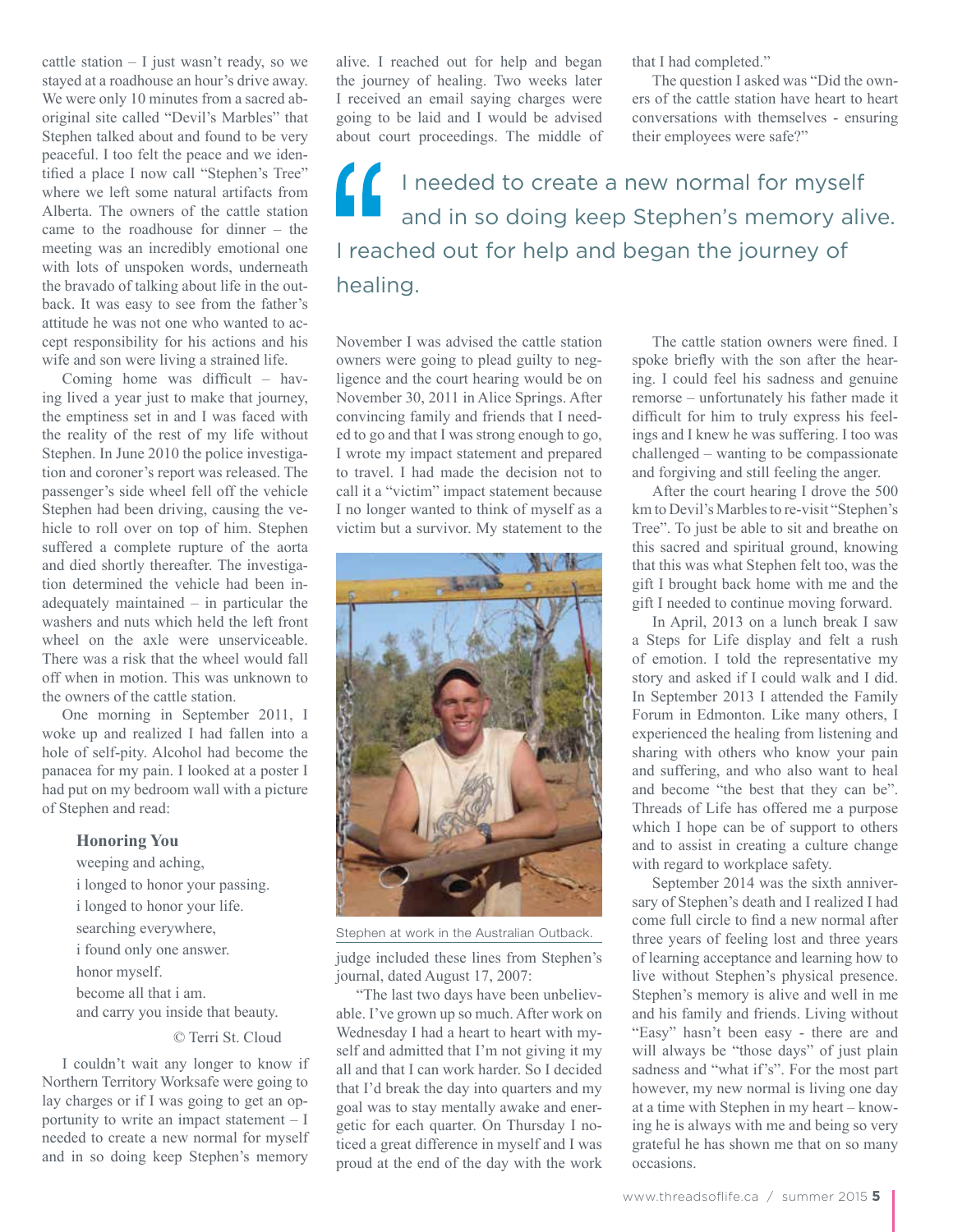cattle station – I just wasn't ready, so we stayed at a roadhouse an hour's drive away. We were only 10 minutes from a sacred aboriginal site called "Devil's Marbles" that Stephen talked about and found to be very peaceful. I too felt the peace and we identified a place I now call "Stephen's Tree" where we left some natural artifacts from Alberta. The owners of the cattle station came to the roadhouse for dinner – the meeting was an incredibly emotional one with lots of unspoken words, underneath the bravado of talking about life in the outback. It was easy to see from the father's attitude he was not one who wanted to accept responsibility for his actions and his wife and son were living a strained life.

Coming home was difficult – having lived a year just to make that journey, the emptiness set in and I was faced with the reality of the rest of my life without Stephen. In June 2010 the police investigation and coroner's report was released. The passenger's side wheel fell off the vehicle Stephen had been driving, causing the vehicle to roll over on top of him. Stephen suffered a complete rupture of the aorta and died shortly thereafter. The investigation determined the vehicle had been inadequately maintained – in particular the washers and nuts which held the left front wheel on the axle were unserviceable. There was a risk that the wheel would fall off when in motion. This was unknown to the owners of the cattle station.

One morning in September 2011, I woke up and realized I had fallen into a hole of self-pity. Alcohol had become the panacea for my pain. I looked at a poster I had put on my bedroom wall with a picture of Stephen and read:

> **Honoring You**
>
> weeping and aching,
> i longed to honor your passing.
> i longed to honor your life.
> searching everywhere,
> i found only one answer.
> honor myself.
> become all that i am.
> and carry you inside that beauty.
>
> © Terri St. Cloud

I couldn't wait any longer to know if Northern Territory Worksafe were going to lay charges or if I was going to get an opportunity to write an impact statement – I needed to create a new normal for myself and in so doing keep Stephen's memory alive. I reached out for help and began the journey of healing. Two weeks later I received an email saying charges were going to be laid and I would be advised about court proceedings. The middle of November I was advised the cattle station owners were going to plead guilty to negligence and the court hearing would be on November 30, 2011 in Alice Springs. After convincing family and friends that I needed to go and that I was strong enough to go, I wrote my impact statement and prepared to travel. I had made the decision not to call it a "victim" impact statement because I no longer wanted to think of myself as a victim but a survivor. My statement to the judge included these lines from Stephen's journal, dated August 17, 2007:

"The last two days have been unbelievable. I've grown up so much. After work on Wednesday I had a heart to heart with myself and admitted that I'm not giving it my all and that I can work harder. So I decided that I'd break the day into quarters and my goal was to stay mentally awake and energetic for each quarter. On Thursday I noticed a great difference in myself and I was proud at the end of the day with the work that I had completed."

> I needed to create a new normal for myself and in so doing keep Stephen's memory alive. I reached out for help and began the journey of healing.

Stephen at work in the Australian Outback.

The question I asked was "Did the owners of the cattle station have heart to heart conversations with themselves - ensuring their employees were safe?"

The cattle station owners were fined. I spoke briefly with the son after the hearing. I could feel his sadness and genuine remorse – unfortunately his father made it difficult for him to truly express his feelings and I knew he was suffering. I too was challenged – wanting to be compassionate and forgiving and still feeling the anger.

After the court hearing I drove the 500 km to Devil's Marbles to re-visit "Stephen's Tree". To just be able to sit and breathe on this sacred and spiritual ground, knowing that this was what Stephen felt too, was the gift I brought back home with me and the gift I needed to continue moving forward.

In April, 2013 on a lunch break I saw a Steps for Life display and felt a rush of emotion. I told the representative my story and asked if I could walk and I did. In September 2013 I attended the Family Forum in Edmonton. Like many others, I experienced the healing from listening and sharing with others who know your pain and suffering, and who also want to heal and become "the best that they can be". Threads of Life has offered me a purpose which I hope can be of support to others and to assist in creating a culture change with regard to workplace safety.

September 2014 was the sixth anniversary of Stephen's death and I realized I had come full circle to find a new normal after three years of feeling lost and three years of learning acceptance and learning how to live without Stephen's physical presence. Stephen's memory is alive and well in me and his family and friends. Living without "Easy" hasn't been easy - there are and will always be "those days" of just plain sadness and "what if's". For the most part however, my new normal is living one day at a time with Stephen in my heart – knowing he is always with me and being so very grateful he has shown me that on so many occasions.